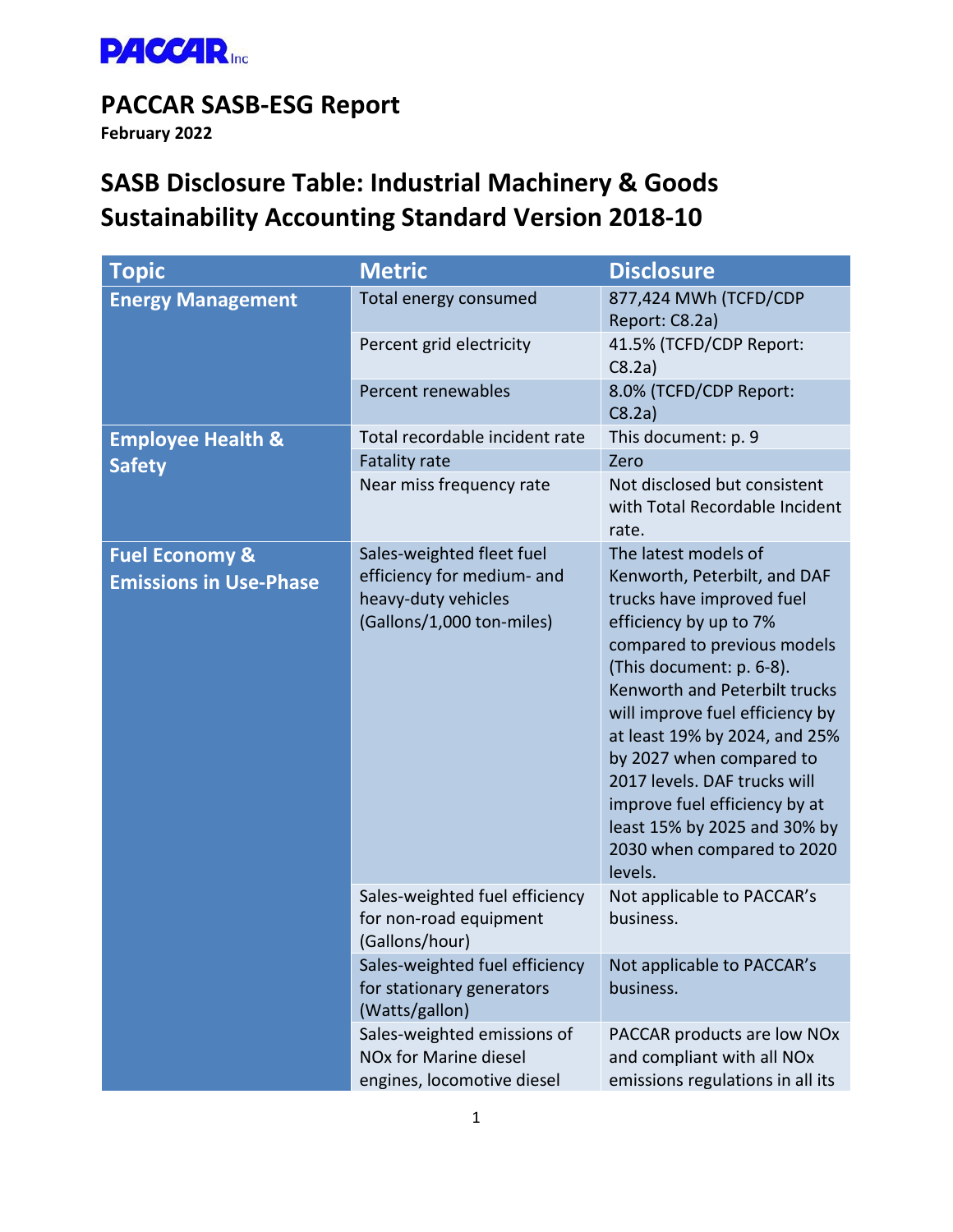PACCAR Inc

# PACCAR SASB-ESG Report

**February 2022**

## SASB Disclosure Table: Industrial Machinery & Goods Sustainability Accounting Standard Version 2018-10

| Topic | Metric | Disclosure |
|---|---|---|
| **Energy Management** | Total energy consumed | 877,424 MWh (TCFD/CDP Report: C8.2a) |
| | Percent grid electricity | 41.5% (TCFD/CDP Report: C8.2a) |
| | Percent renewables | 8.0% (TCFD/CDP Report: C8.2a) |
| **Employee Health & Safety** | Total recordable incident rate | This document: p. 9 |
| | Fatality rate | Zero |
| | Near miss frequency rate | Not disclosed but consistent with Total Recordable Incident rate. |
| **Fuel Economy & Emissions in Use-Phase** | Sales-weighted fleet fuel efficiency for medium- and heavy-duty vehicles (Gallons/1,000 ton-miles) | The latest models of Kenworth, Peterbilt, and DAF trucks have improved fuel efficiency by up to 7% compared to previous models (This document: p. 6-8). Kenworth and Peterbilt trucks will improve fuel efficiency by at least 19% by 2024, and 25% by 2027 when compared to 2017 levels. DAF trucks will improve fuel efficiency by at least 15% by 2025 and 30% by 2030 when compared to 2020 levels. |
| | Sales-weighted fuel efficiency for non-road equipment (Gallons/hour) | Not applicable to PACCAR's business. |
| | Sales-weighted fuel efficiency for stationary generators (Watts/gallon) | Not applicable to PACCAR's business. |
| | Sales-weighted emissions of NOx for Marine diesel engines, locomotive diesel | PACCAR products are low NOx and compliant with all NOx emissions regulations in all its |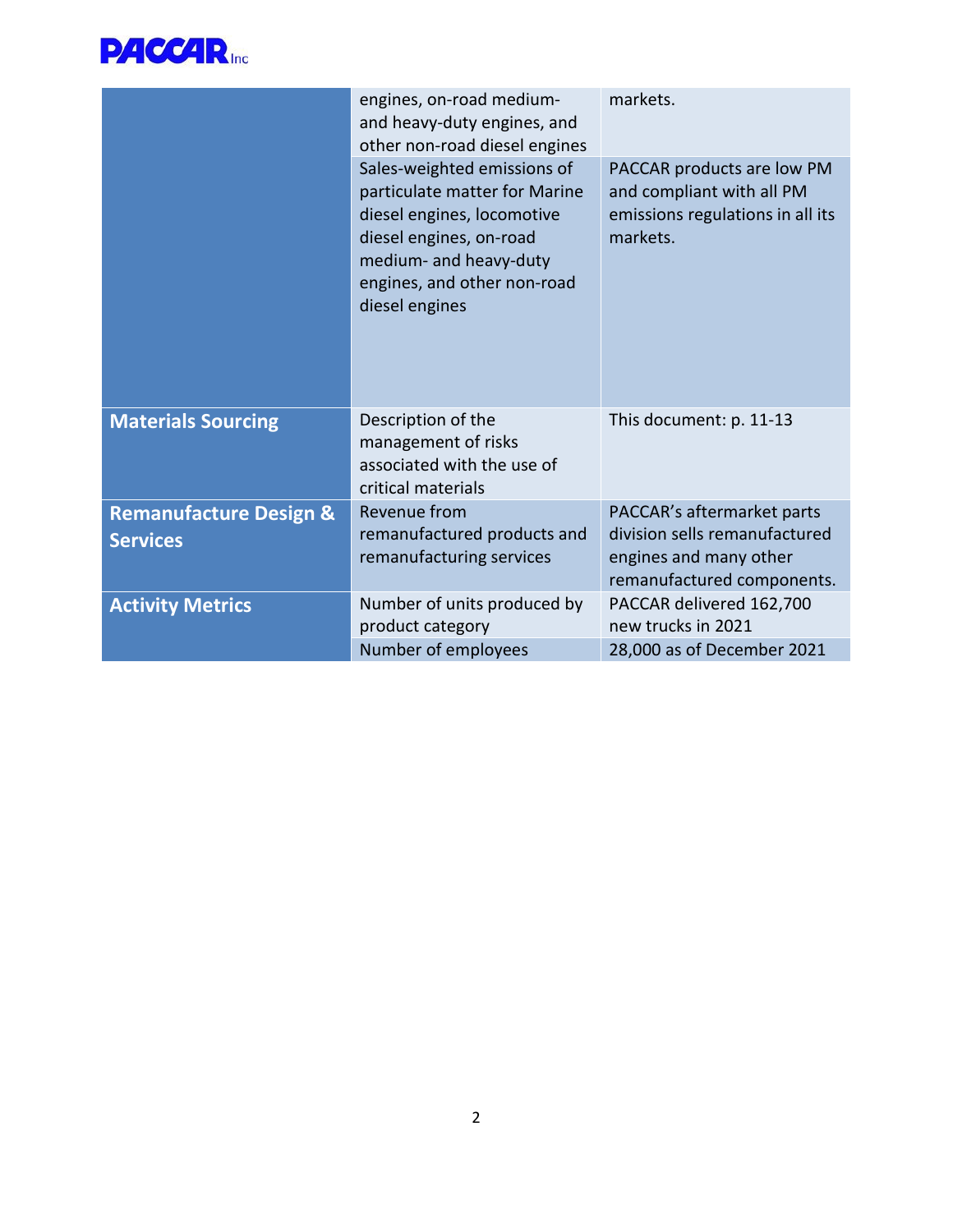| | | |
|---|---|---|
| | engines, on-road medium- and heavy-duty engines, and other non-road diesel engines | markets. |
| | Sales-weighted emissions of particulate matter for Marine diesel engines, locomotive diesel engines, on-road medium- and heavy-duty engines, and other non-road diesel engines | PACCAR products are low PM and compliant with all PM emissions regulations in all its markets. |
| **Materials Sourcing** | Description of the management of risks associated with the use of critical materials | This document: p. 11-13 |
| **Remanufacture Design & Services** | Revenue from remanufactured products and remanufacturing services | PACCAR's aftermarket parts division sells remanufactured engines and many other remanufactured components. |
| **Activity Metrics** | Number of units produced by product category | PACCAR delivered 162,700 new trucks in 2021 |
| | Number of employees | 28,000 as of December 2021 |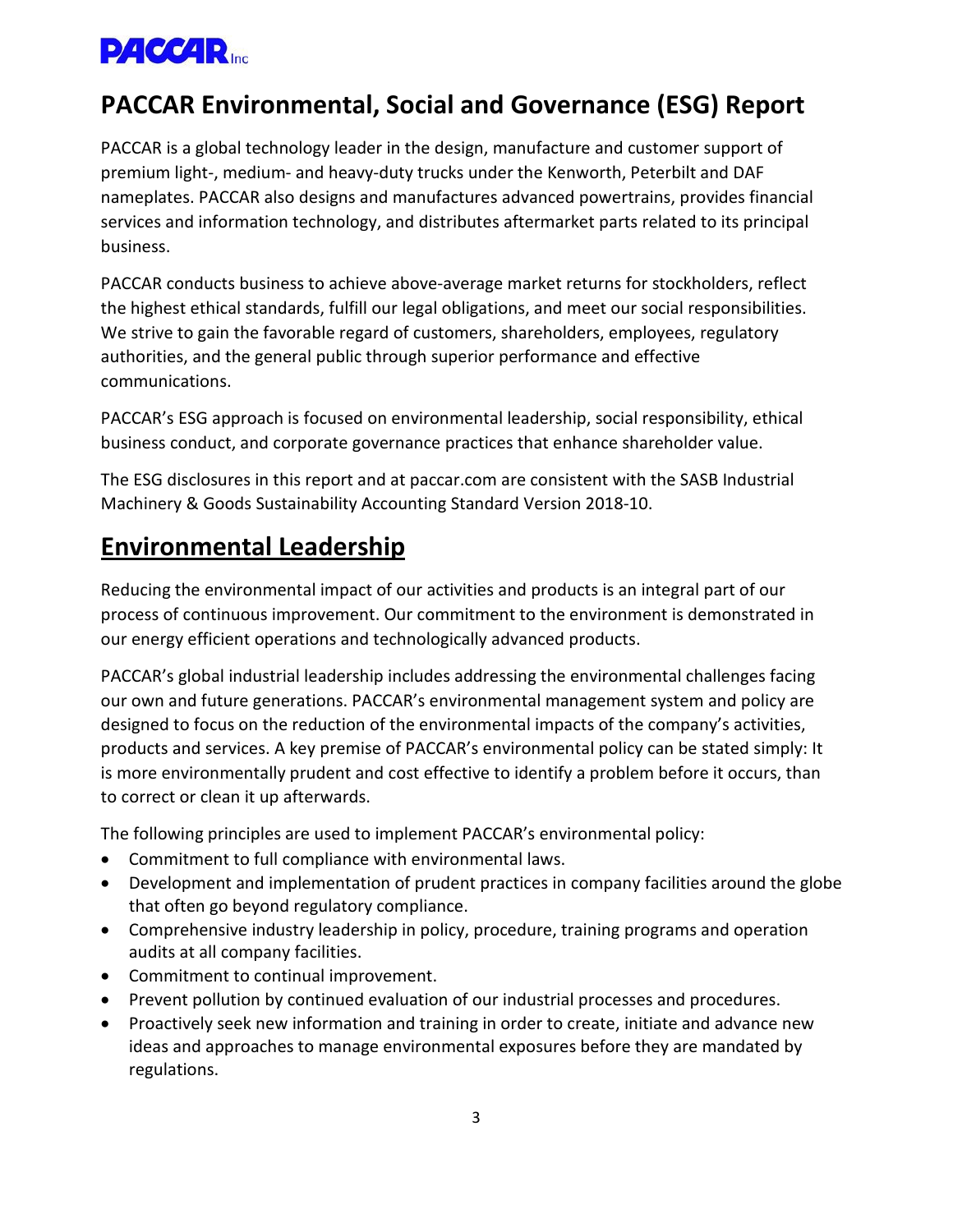# PACCAR Environmental, Social and Governance (ESG) Report

PACCAR is a global technology leader in the design, manufacture and customer support of premium light-, medium- and heavy-duty trucks under the Kenworth, Peterbilt and DAF nameplates. PACCAR also designs and manufactures advanced powertrains, provides financial services and information technology, and distributes aftermarket parts related to its principal business.

PACCAR conducts business to achieve above-average market returns for stockholders, reflect the highest ethical standards, fulfill our legal obligations, and meet our social responsibilities. We strive to gain the favorable regard of customers, shareholders, employees, regulatory authorities, and the general public through superior performance and effective communications.

PACCAR's ESG approach is focused on environmental leadership, social responsibility, ethical business conduct, and corporate governance practices that enhance shareholder value.

The ESG disclosures in this report and at paccar.com are consistent with the SASB Industrial Machinery & Goods Sustainability Accounting Standard Version 2018-10.

## Environmental Leadership

Reducing the environmental impact of our activities and products is an integral part of our process of continuous improvement. Our commitment to the environment is demonstrated in our energy efficient operations and technologically advanced products.

PACCAR's global industrial leadership includes addressing the environmental challenges facing our own and future generations. PACCAR's environmental management system and policy are designed to focus on the reduction of the environmental impacts of the company's activities, products and services. A key premise of PACCAR's environmental policy can be stated simply: It is more environmentally prudent and cost effective to identify a problem before it occurs, than to correct or clean it up afterwards.

The following principles are used to implement PACCAR's environmental policy:

- Commitment to full compliance with environmental laws.
- Development and implementation of prudent practices in company facilities around the globe that often go beyond regulatory compliance.
- Comprehensive industry leadership in policy, procedure, training programs and operation audits at all company facilities.
- Commitment to continual improvement.
- Prevent pollution by continued evaluation of our industrial processes and procedures.
- Proactively seek new information and training in order to create, initiate and advance new ideas and approaches to manage environmental exposures before they are mandated by regulations.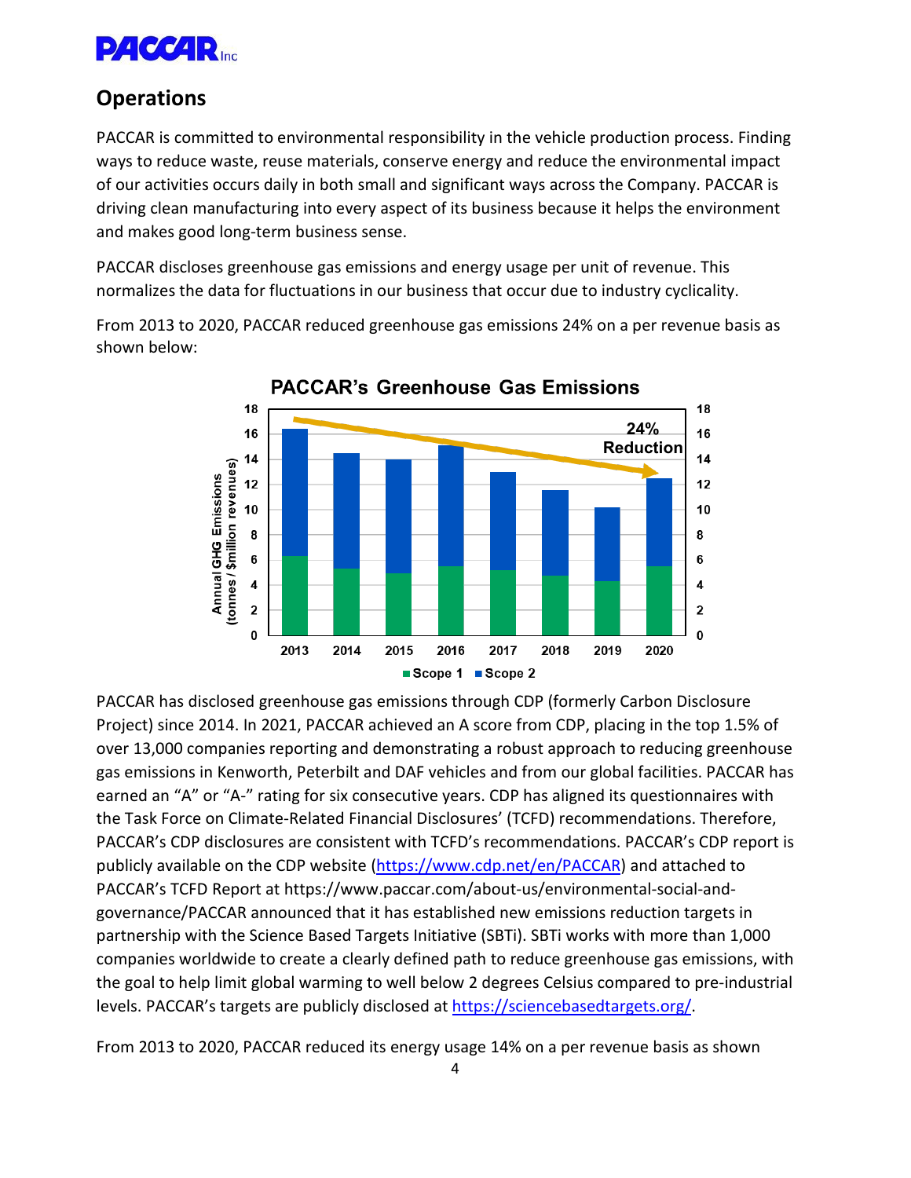## Operations

PACCAR is committed to environmental responsibility in the vehicle production process. Finding ways to reduce waste, reuse materials, conserve energy and reduce the environmental impact of our activities occurs daily in both small and significant ways across the Company. PACCAR is driving clean manufacturing into every aspect of its business because it helps the environment and makes good long-term business sense.

PACCAR discloses greenhouse gas emissions and energy usage per unit of revenue. This normalizes the data for fluctuations in our business that occur due to industry cyclicality.

From 2013 to 2020, PACCAR reduced greenhouse gas emissions 24% on a per revenue basis as shown below:

PACCAR's Greenhouse Gas Emissions

PACCAR has disclosed greenhouse gas emissions through CDP (formerly Carbon Disclosure Project) since 2014. In 2021, PACCAR achieved an A score from CDP, placing in the top 1.5% of over 13,000 companies reporting and demonstrating a robust approach to reducing greenhouse gas emissions in Kenworth, Peterbilt and DAF vehicles and from our global facilities. PACCAR has earned an "A" or "A-" rating for six consecutive years. CDP has aligned its questionnaires with the Task Force on Climate-Related Financial Disclosures' (TCFD) recommendations. Therefore, PACCAR's CDP disclosures are consistent with TCFD's recommendations. PACCAR's CDP report is publicly available on the CDP website (https://www.cdp.net/en/PACCAR) and attached to PACCAR's TCFD Report at https://www.paccar.com/about-us/environmental-social-and-governance/PACCAR announced that it has established new emissions reduction targets in partnership with the Science Based Targets Initiative (SBTi). SBTi works with more than 1,000 companies worldwide to create a clearly defined path to reduce greenhouse gas emissions, with the goal to help limit global warming to well below 2 degrees Celsius compared to pre-industrial levels. PACCAR's targets are publicly disclosed at https://sciencebasedtargets.org/.

From 2013 to 2020, PACCAR reduced its energy usage 14% on a per revenue basis as shown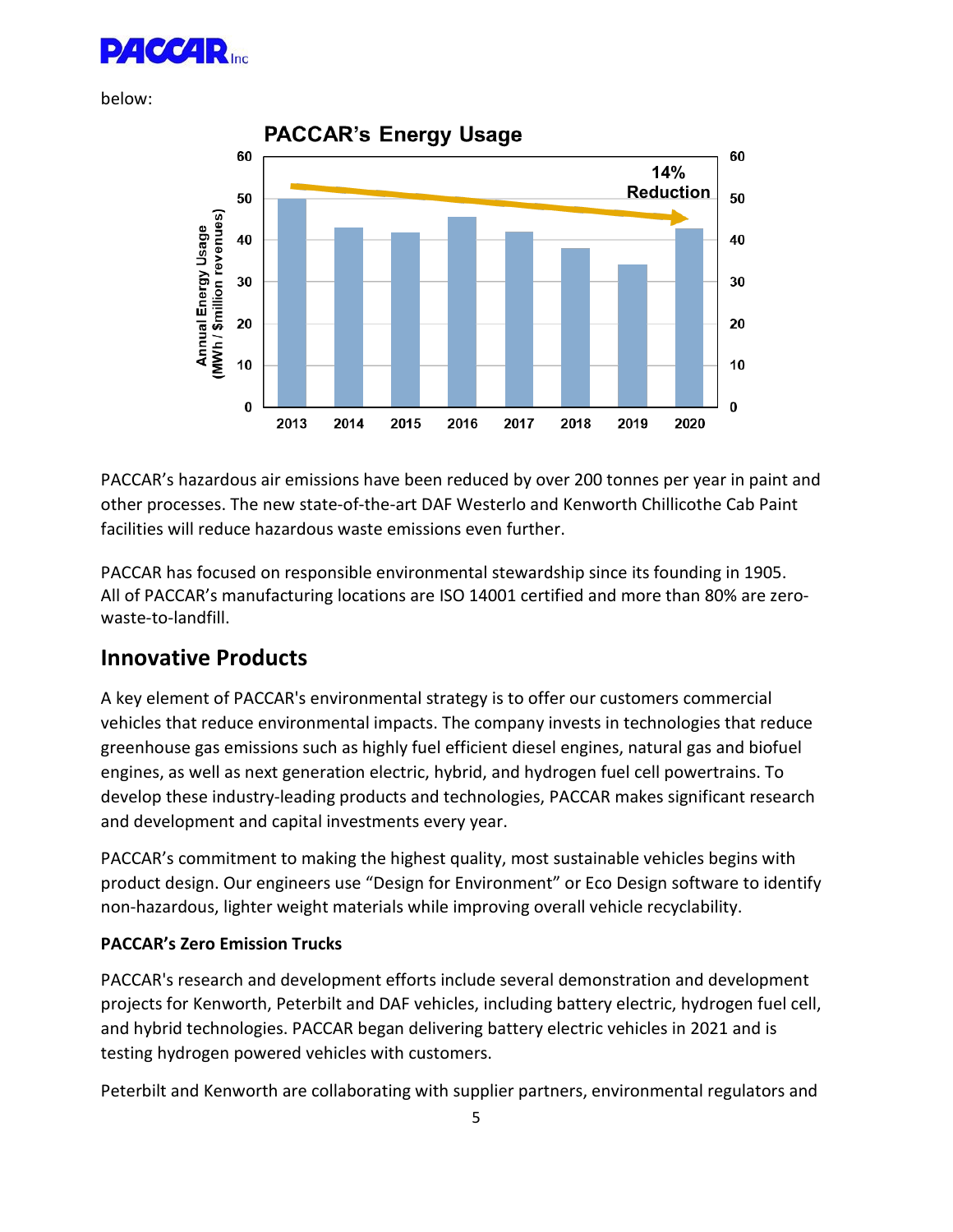below:

PACCAR's hazardous air emissions have been reduced by over 200 tonnes per year in paint and other processes. The new state-of-the-art DAF Westerlo and Kenworth Chillicothe Cab Paint facilities will reduce hazardous waste emissions even further.

PACCAR has focused on responsible environmental stewardship since its founding in 1905. All of PACCAR's manufacturing locations are ISO 14001 certified and more than 80% are zero-waste-to-landfill.

## Innovative Products

A key element of PACCAR's environmental strategy is to offer our customers commercial vehicles that reduce environmental impacts. The company invests in technologies that reduce greenhouse gas emissions such as highly fuel efficient diesel engines, natural gas and biofuel engines, as well as next generation electric, hybrid, and hydrogen fuel cell powertrains. To develop these industry-leading products and technologies, PACCAR makes significant research and development and capital investments every year.

PACCAR's commitment to making the highest quality, most sustainable vehicles begins with product design. Our engineers use "Design for Environment" or Eco Design software to identify non-hazardous, lighter weight materials while improving overall vehicle recyclability.

**PACCAR's Zero Emission Trucks**

PACCAR's research and development efforts include several demonstration and development projects for Kenworth, Peterbilt and DAF vehicles, including battery electric, hydrogen fuel cell, and hybrid technologies. PACCAR began delivering battery electric vehicles in 2021 and is testing hydrogen powered vehicles with customers.

Peterbilt and Kenworth are collaborating with supplier partners, environmental regulators and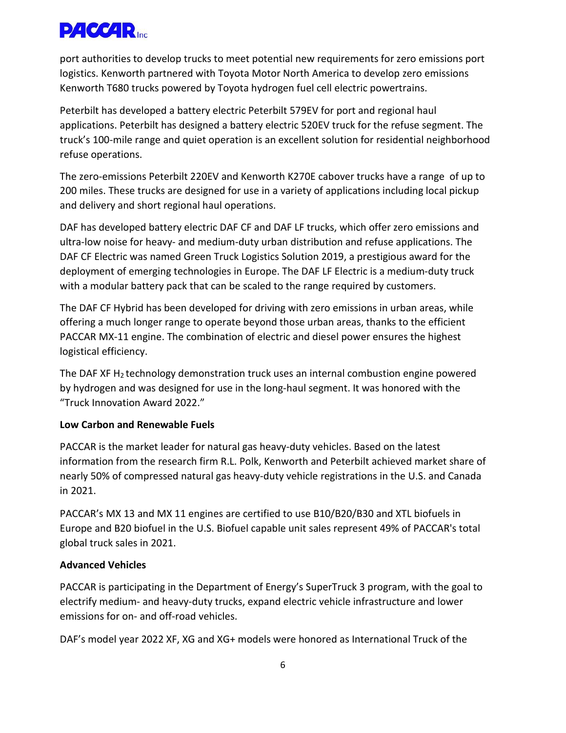port authorities to develop trucks to meet potential new requirements for zero emissions port logistics. Kenworth partnered with Toyota Motor North America to develop zero emissions Kenworth T680 trucks powered by Toyota hydrogen fuel cell electric powertrains.

Peterbilt has developed a battery electric Peterbilt 579EV for port and regional haul applications. Peterbilt has designed a battery electric 520EV truck for the refuse segment. The truck's 100-mile range and quiet operation is an excellent solution for residential neighborhood refuse operations.

The zero-emissions Peterbilt 220EV and Kenworth K270E cabover trucks have a range of up to 200 miles. These trucks are designed for use in a variety of applications including local pickup and delivery and short regional haul operations.

DAF has developed battery electric DAF CF and DAF LF trucks, which offer zero emissions and ultra-low noise for heavy- and medium-duty urban distribution and refuse applications. The DAF CF Electric was named Green Truck Logistics Solution 2019, a prestigious award for the deployment of emerging technologies in Europe. The DAF LF Electric is a medium-duty truck with a modular battery pack that can be scaled to the range required by customers.

The DAF CF Hybrid has been developed for driving with zero emissions in urban areas, while offering a much longer range to operate beyond those urban areas, thanks to the efficient PACCAR MX-11 engine. The combination of electric and diesel power ensures the highest logistical efficiency.

The DAF XF $H_2$ technology demonstration truck uses an internal combustion engine powered by hydrogen and was designed for use in the long-haul segment. It was honored with the "Truck Innovation Award 2022."

**Low Carbon and Renewable Fuels**

PACCAR is the market leader for natural gas heavy-duty vehicles. Based on the latest information from the research firm R.L. Polk, Kenworth and Peterbilt achieved market share of nearly 50% of compressed natural gas heavy-duty vehicle registrations in the U.S. and Canada in 2021.

PACCAR's MX 13 and MX 11 engines are certified to use B10/B20/B30 and XTL biofuels in Europe and B20 biofuel in the U.S. Biofuel capable unit sales represent 49% of PACCAR's total global truck sales in 2021.

**Advanced Vehicles**

PACCAR is participating in the Department of Energy's SuperTruck 3 program, with the goal to electrify medium- and heavy-duty trucks, expand electric vehicle infrastructure and lower emissions for on- and off-road vehicles.

DAF's model year 2022 XF, XG and XG+ models were honored as International Truck of the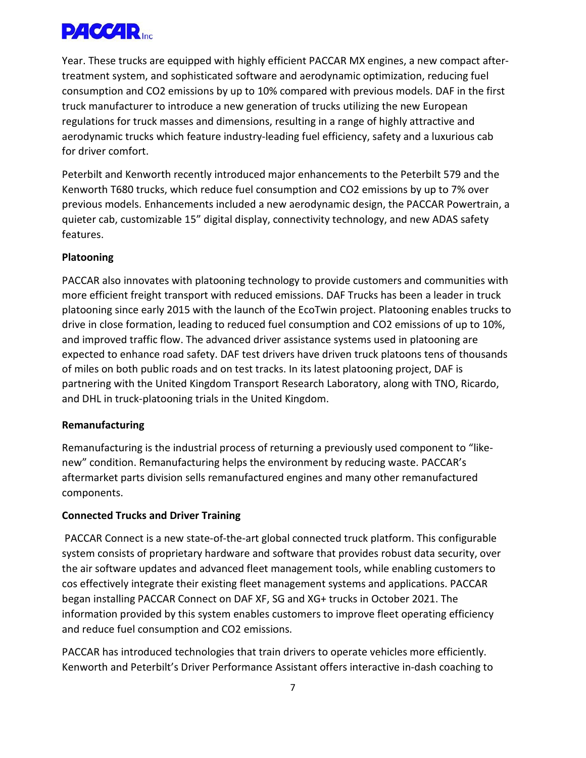Year. These trucks are equipped with highly efficient PACCAR MX engines, a new compact after-treatment system, and sophisticated software and aerodynamic optimization, reducing fuel consumption and $CO_2$ emissions by up to 10% compared with previous models. DAF in the first truck manufacturer to introduce a new generation of trucks utilizing the new European regulations for truck masses and dimensions, resulting in a range of highly attractive and aerodynamic trucks which feature industry-leading fuel efficiency, safety and a luxurious cab for driver comfort.

Peterbilt and Kenworth recently introduced major enhancements to the Peterbilt 579 and the Kenworth T680 trucks, which reduce fuel consumption and $CO_2$ emissions by up to 7% over previous models. Enhancements included a new aerodynamic design, the PACCAR Powertrain, a quieter cab, customizable 15" digital display, connectivity technology, and new ADAS safety features.

**Platooning**

PACCAR also innovates with platooning technology to provide customers and communities with more efficient freight transport with reduced emissions. DAF Trucks has been a leader in truck platooning since early 2015 with the launch of the EcoTwin project. Platooning enables trucks to drive in close formation, leading to reduced fuel consumption and $CO_2$ emissions of up to 10%, and improved traffic flow. The advanced driver assistance systems used in platooning are expected to enhance road safety. DAF test drivers have driven truck platoons tens of thousands of miles on both public roads and on test tracks. In its latest platooning project, DAF is partnering with the United Kingdom Transport Research Laboratory, along with TNO, Ricardo, and DHL in truck-platooning trials in the United Kingdom.

**Remanufacturing**

Remanufacturing is the industrial process of returning a previously used component to "like-new" condition. Remanufacturing helps the environment by reducing waste. PACCAR's aftermarket parts division sells remanufactured engines and many other remanufactured components.

**Connected Trucks and Driver Training**

PACCAR Connect is a new state-of-the-art global connected truck platform. This configurable system consists of proprietary hardware and software that provides robust data security, over the air software updates and advanced fleet management tools, while enabling customers to cos effectively integrate their existing fleet management systems and applications. PACCAR began installing PACCAR Connect on DAF XF, SG and XG+ trucks in October 2021. The information provided by this system enables customers to improve fleet operating efficiency and reduce fuel consumption and $CO_2$ emissions.

PACCAR has introduced technologies that train drivers to operate vehicles more efficiently. Kenworth and Peterbilt's Driver Performance Assistant offers interactive in-dash coaching to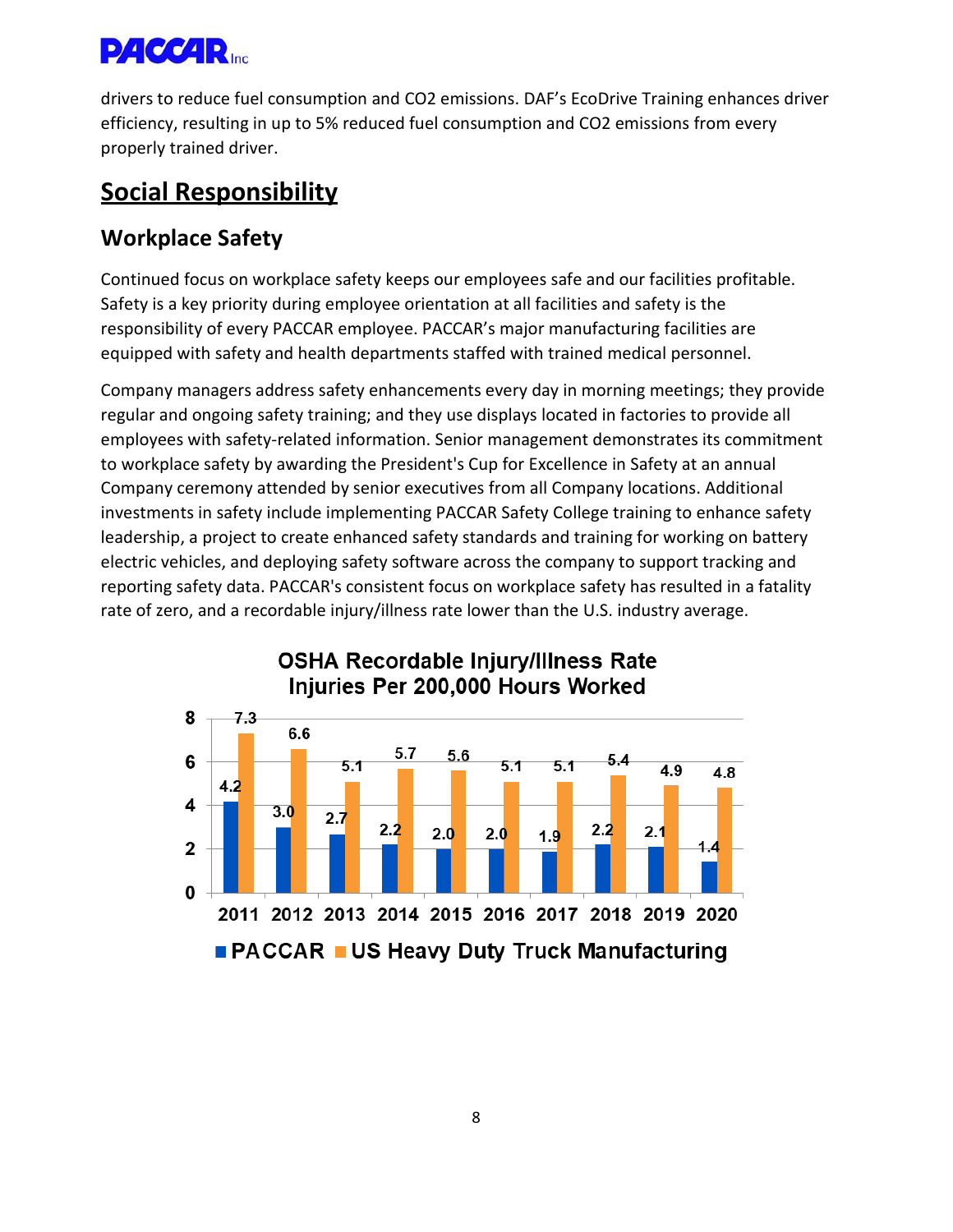drivers to reduce fuel consumption and $CO_2$ emissions. DAF's EcoDrive Training enhances driver efficiency, resulting in up to 5% reduced fuel consumption and $CO_2$ emissions from every properly trained driver.

## Social Responsibility

### Workplace Safety

Continued focus on workplace safety keeps our employees safe and our facilities profitable. Safety is a key priority during employee orientation at all facilities and safety is the responsibility of every PACCAR employee. PACCAR's major manufacturing facilities are equipped with safety and health departments staffed with trained medical personnel.

Company managers address safety enhancements every day in morning meetings; they provide regular and ongoing safety training; and they use displays located in factories to provide all employees with safety-related information. Senior management demonstrates its commitment to workplace safety by awarding the President's Cup for Excellence in Safety at an annual Company ceremony attended by senior executives from all Company locations. Additional investments in safety include implementing PACCAR Safety College training to enhance safety leadership, a project to create enhanced safety standards and training for working on battery electric vehicles, and deploying safety software across the company to support tracking and reporting safety data. PACCAR's consistent focus on workplace safety has resulted in a fatality rate of zero, and a recordable injury/illness rate lower than the U.S. industry average.

**OSHA Recordable Injury/Illness Rate**
**Injuries Per 200,000 Hours Worked**

| Year | PACCAR | US Heavy Duty Truck Manufacturing |
|---|---|---|
| 2011 | 4.2 | 7.3 |
| 2012 | 3.0 | 6.6 |
| 2013 | 2.7 | 5.1 |
| 2014 | 2.2 | 5.7 |
| 2015 | 2.0 | 5.6 |
| 2016 | 2.0 | 5.1 |
| 2017 | 1.9 | 5.1 |
| 2018 | 2.2 | 5.4 |
| 2019 | 2.1 | 4.9 |
| 2020 | 1.4 | 4.8 |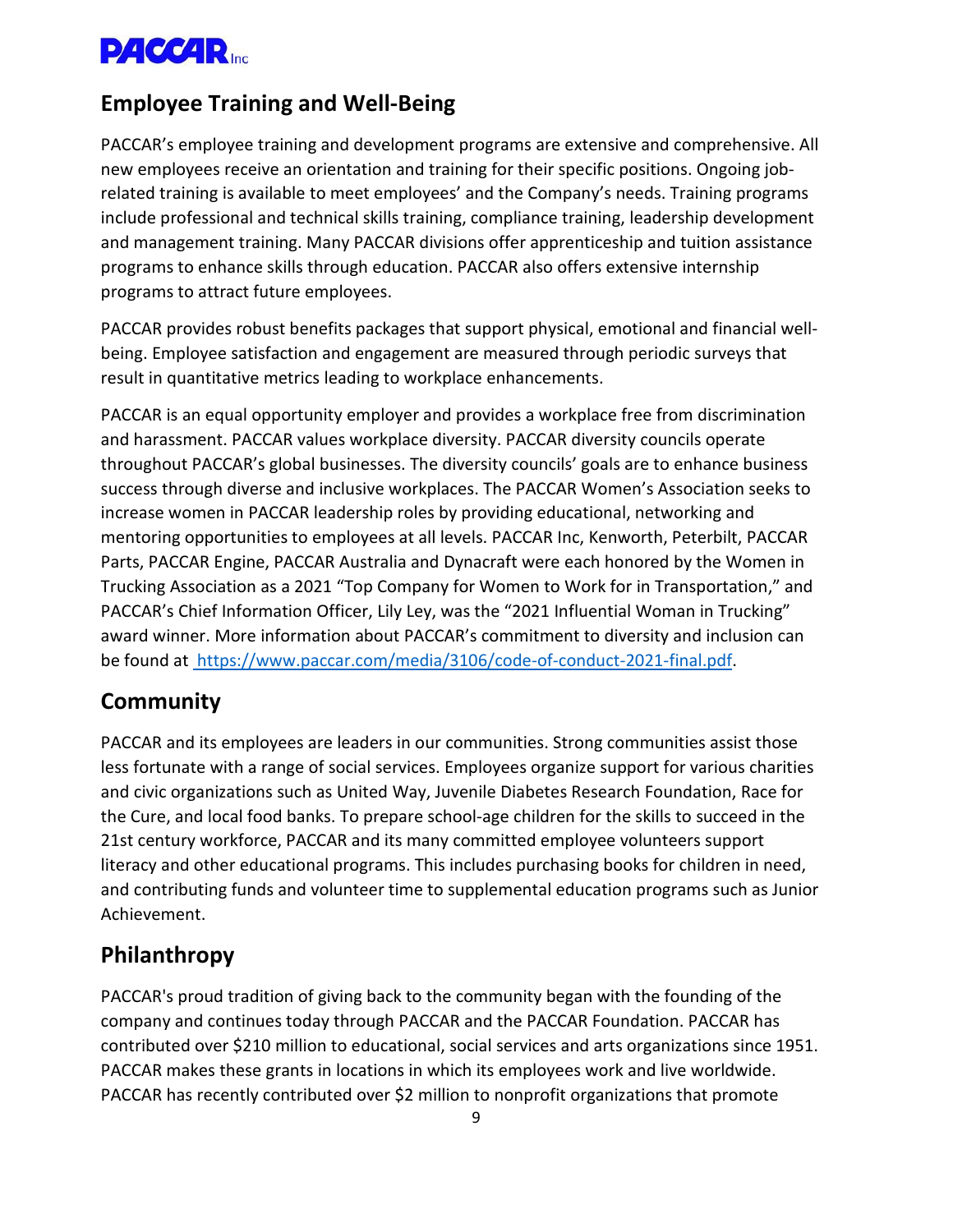## Employee Training and Well-Being

PACCAR's employee training and development programs are extensive and comprehensive. All new employees receive an orientation and training for their specific positions. Ongoing job-related training is available to meet employees' and the Company's needs. Training programs include professional and technical skills training, compliance training, leadership development and management training. Many PACCAR divisions offer apprenticeship and tuition assistance programs to enhance skills through education. PACCAR also offers extensive internship programs to attract future employees.

PACCAR provides robust benefits packages that support physical, emotional and financial well-being. Employee satisfaction and engagement are measured through periodic surveys that result in quantitative metrics leading to workplace enhancements.

PACCAR is an equal opportunity employer and provides a workplace free from discrimination and harassment. PACCAR values workplace diversity. PACCAR diversity councils operate throughout PACCAR's global businesses. The diversity councils' goals are to enhance business success through diverse and inclusive workplaces. The PACCAR Women's Association seeks to increase women in PACCAR leadership roles by providing educational, networking and mentoring opportunities to employees at all levels. PACCAR Inc, Kenworth, Peterbilt, PACCAR Parts, PACCAR Engine, PACCAR Australia and Dynacraft were each honored by the Women in Trucking Association as a 2021 "Top Company for Women to Work for in Transportation," and PACCAR's Chief Information Officer, Lily Ley, was the "2021 Influential Woman in Trucking" award winner. More information about PACCAR's commitment to diversity and inclusion can be found at https://www.paccar.com/media/3106/code-of-conduct-2021-final.pdf.

## Community

PACCAR and its employees are leaders in our communities. Strong communities assist those less fortunate with a range of social services. Employees organize support for various charities and civic organizations such as United Way, Juvenile Diabetes Research Foundation, Race for the Cure, and local food banks. To prepare school-age children for the skills to succeed in the 21st century workforce, PACCAR and its many committed employee volunteers support literacy and other educational programs. This includes purchasing books for children in need, and contributing funds and volunteer time to supplemental education programs such as Junior Achievement.

## Philanthropy

PACCAR's proud tradition of giving back to the community began with the founding of the company and continues today through PACCAR and the PACCAR Foundation. PACCAR has contributed over $210 million to educational, social services and arts organizations since 1951. PACCAR makes these grants in locations in which its employees work and live worldwide. PACCAR has recently contributed over $2 million to nonprofit organizations that promote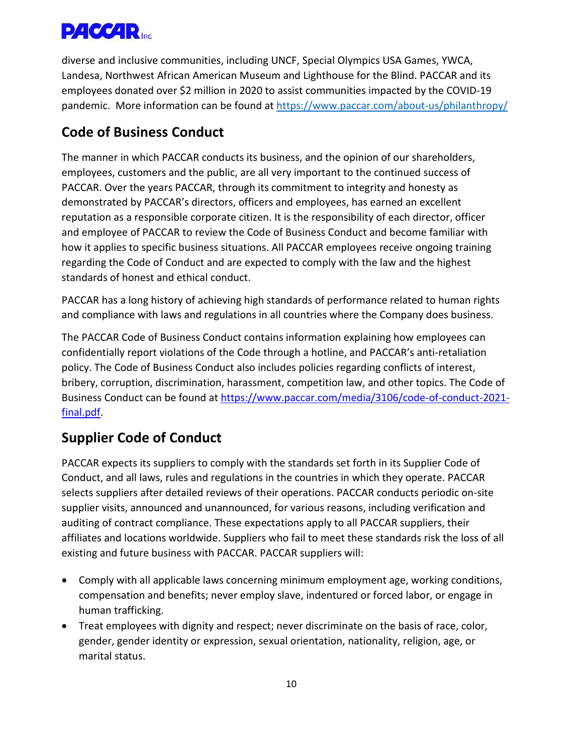diverse and inclusive communities, including UNCF, Special Olympics USA Games, YWCA, Landesa, Northwest African American Museum and Lighthouse for the Blind. PACCAR and its employees donated over $2 million in 2020 to assist communities impacted by the COVID-19 pandemic. More information can be found at https://www.paccar.com/about-us/philanthropy/

## Code of Business Conduct

The manner in which PACCAR conducts its business, and the opinion of our shareholders, employees, customers and the public, are all very important to the continued success of PACCAR. Over the years PACCAR, through its commitment to integrity and honesty as demonstrated by PACCAR's directors, officers and employees, has earned an excellent reputation as a responsible corporate citizen. It is the responsibility of each director, officer and employee of PACCAR to review the Code of Business Conduct and become familiar with how it applies to specific business situations. All PACCAR employees receive ongoing training regarding the Code of Conduct and are expected to comply with the law and the highest standards of honest and ethical conduct.

PACCAR has a long history of achieving high standards of performance related to human rights and compliance with laws and regulations in all countries where the Company does business.

The PACCAR Code of Business Conduct contains information explaining how employees can confidentially report violations of the Code through a hotline, and PACCAR's anti-retaliation policy. The Code of Business Conduct also includes policies regarding conflicts of interest, bribery, corruption, discrimination, harassment, competition law, and other topics. The Code of Business Conduct can be found at https://www.paccar.com/media/3106/code-of-conduct-2021-final.pdf.

## Supplier Code of Conduct

PACCAR expects its suppliers to comply with the standards set forth in its Supplier Code of Conduct, and all laws, rules and regulations in the countries in which they operate. PACCAR selects suppliers after detailed reviews of their operations. PACCAR conducts periodic on-site supplier visits, announced and unannounced, for various reasons, including verification and auditing of contract compliance. These expectations apply to all PACCAR suppliers, their affiliates and locations worldwide. Suppliers who fail to meet these standards risk the loss of all existing and future business with PACCAR. PACCAR suppliers will:

- Comply with all applicable laws concerning minimum employment age, working conditions, compensation and benefits; never employ slave, indentured or forced labor, or engage in human trafficking.
- Treat employees with dignity and respect; never discriminate on the basis of race, color, gender, gender identity or expression, sexual orientation, nationality, religion, age, or marital status.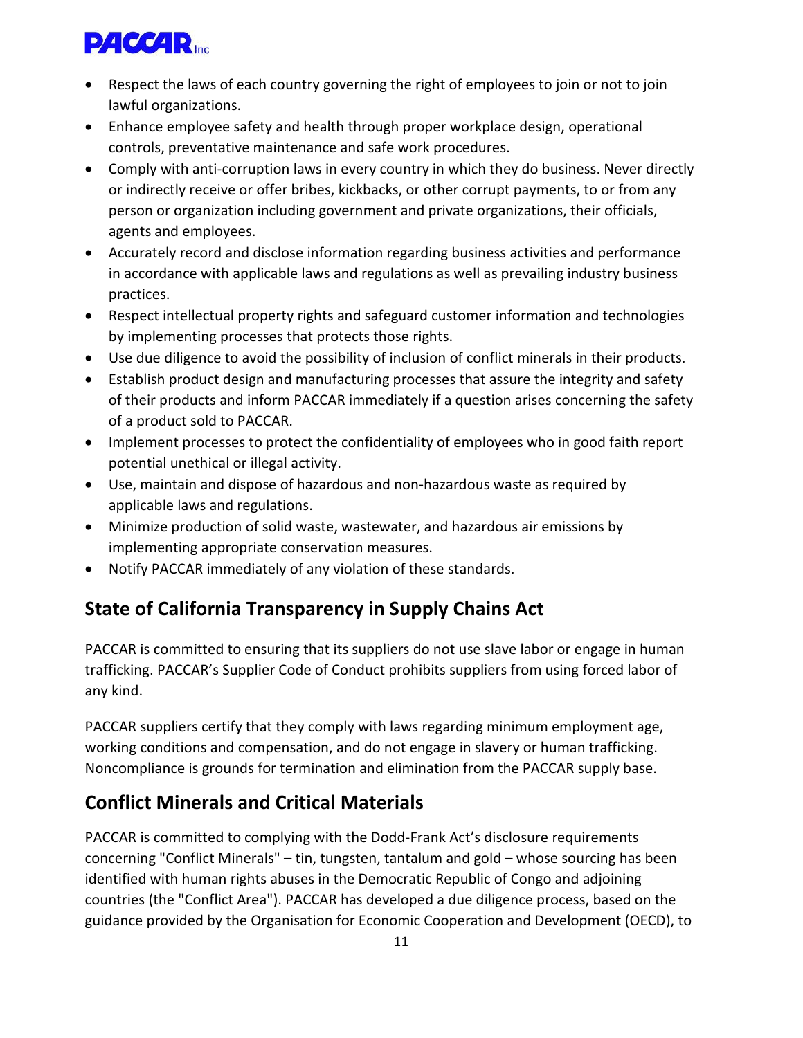- Respect the laws of each country governing the right of employees to join or not to join lawful organizations.
- Enhance employee safety and health through proper workplace design, operational controls, preventative maintenance and safe work procedures.
- Comply with anti-corruption laws in every country in which they do business. Never directly or indirectly receive or offer bribes, kickbacks, or other corrupt payments, to or from any person or organization including government and private organizations, their officials, agents and employees.
- Accurately record and disclose information regarding business activities and performance in accordance with applicable laws and regulations as well as prevailing industry business practices.
- Respect intellectual property rights and safeguard customer information and technologies by implementing processes that protects those rights.
- Use due diligence to avoid the possibility of inclusion of conflict minerals in their products.
- Establish product design and manufacturing processes that assure the integrity and safety of their products and inform PACCAR immediately if a question arises concerning the safety of a product sold to PACCAR.
- Implement processes to protect the confidentiality of employees who in good faith report potential unethical or illegal activity.
- Use, maintain and dispose of hazardous and non-hazardous waste as required by applicable laws and regulations.
- Minimize production of solid waste, wastewater, and hazardous air emissions by implementing appropriate conservation measures.
- Notify PACCAR immediately of any violation of these standards.

## State of California Transparency in Supply Chains Act

PACCAR is committed to ensuring that its suppliers do not use slave labor or engage in human trafficking. PACCAR's Supplier Code of Conduct prohibits suppliers from using forced labor of any kind.

PACCAR suppliers certify that they comply with laws regarding minimum employment age, working conditions and compensation, and do not engage in slavery or human trafficking. Noncompliance is grounds for termination and elimination from the PACCAR supply base.

## Conflict Minerals and Critical Materials

PACCAR is committed to complying with the Dodd-Frank Act's disclosure requirements concerning "Conflict Minerals" – tin, tungsten, tantalum and gold – whose sourcing has been identified with human rights abuses in the Democratic Republic of Congo and adjoining countries (the "Conflict Area"). PACCAR has developed a due diligence process, based on the guidance provided by the Organisation for Economic Cooperation and Development (OECD), to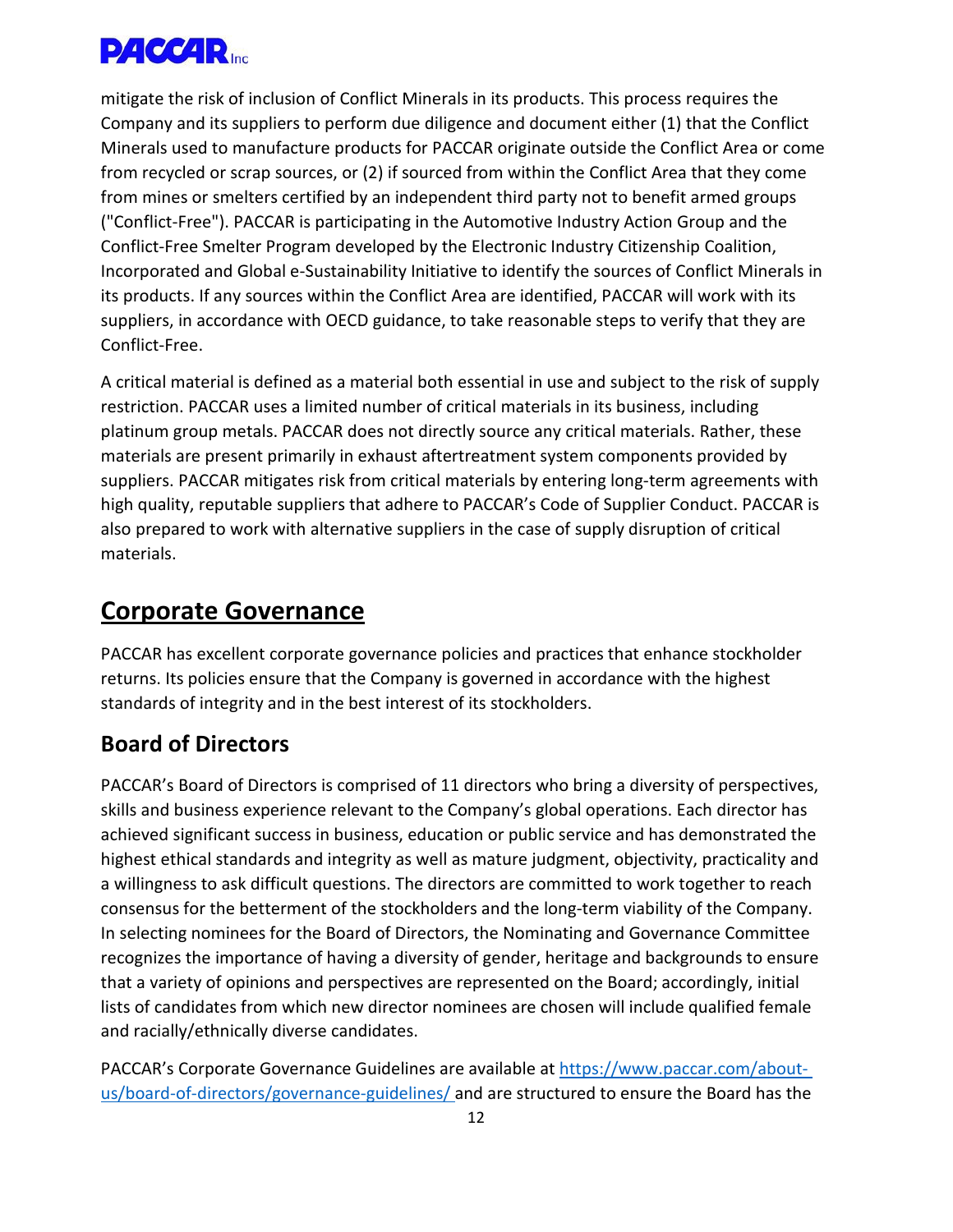mitigate the risk of inclusion of Conflict Minerals in its products. This process requires the Company and its suppliers to perform due diligence and document either (1) that the Conflict Minerals used to manufacture products for PACCAR originate outside the Conflict Area or come from recycled or scrap sources, or (2) if sourced from within the Conflict Area that they come from mines or smelters certified by an independent third party not to benefit armed groups ("Conflict-Free"). PACCAR is participating in the Automotive Industry Action Group and the Conflict-Free Smelter Program developed by the Electronic Industry Citizenship Coalition, Incorporated and Global e-Sustainability Initiative to identify the sources of Conflict Minerals in its products. If any sources within the Conflict Area are identified, PACCAR will work with its suppliers, in accordance with OECD guidance, to take reasonable steps to verify that they are Conflict-Free.

A critical material is defined as a material both essential in use and subject to the risk of supply restriction. PACCAR uses a limited number of critical materials in its business, including platinum group metals. PACCAR does not directly source any critical materials. Rather, these materials are present primarily in exhaust aftertreatment system components provided by suppliers. PACCAR mitigates risk from critical materials by entering long-term agreements with high quality, reputable suppliers that adhere to PACCAR's Code of Supplier Conduct. PACCAR is also prepared to work with alternative suppliers in the case of supply disruption of critical materials.

# Corporate Governance

PACCAR has excellent corporate governance policies and practices that enhance stockholder returns. Its policies ensure that the Company is governed in accordance with the highest standards of integrity and in the best interest of its stockholders.

## Board of Directors

PACCAR's Board of Directors is comprised of 11 directors who bring a diversity of perspectives, skills and business experience relevant to the Company's global operations. Each director has achieved significant success in business, education or public service and has demonstrated the highest ethical standards and integrity as well as mature judgment, objectivity, practicality and a willingness to ask difficult questions. The directors are committed to work together to reach consensus for the betterment of the stockholders and the long-term viability of the Company. In selecting nominees for the Board of Directors, the Nominating and Governance Committee recognizes the importance of having a diversity of gender, heritage and backgrounds to ensure that a variety of opinions and perspectives are represented on the Board; accordingly, initial lists of candidates from which new director nominees are chosen will include qualified female and racially/ethnically diverse candidates.

PACCAR's Corporate Governance Guidelines are available at https://www.paccar.com/about-us/board-of-directors/governance-guidelines/ and are structured to ensure the Board has the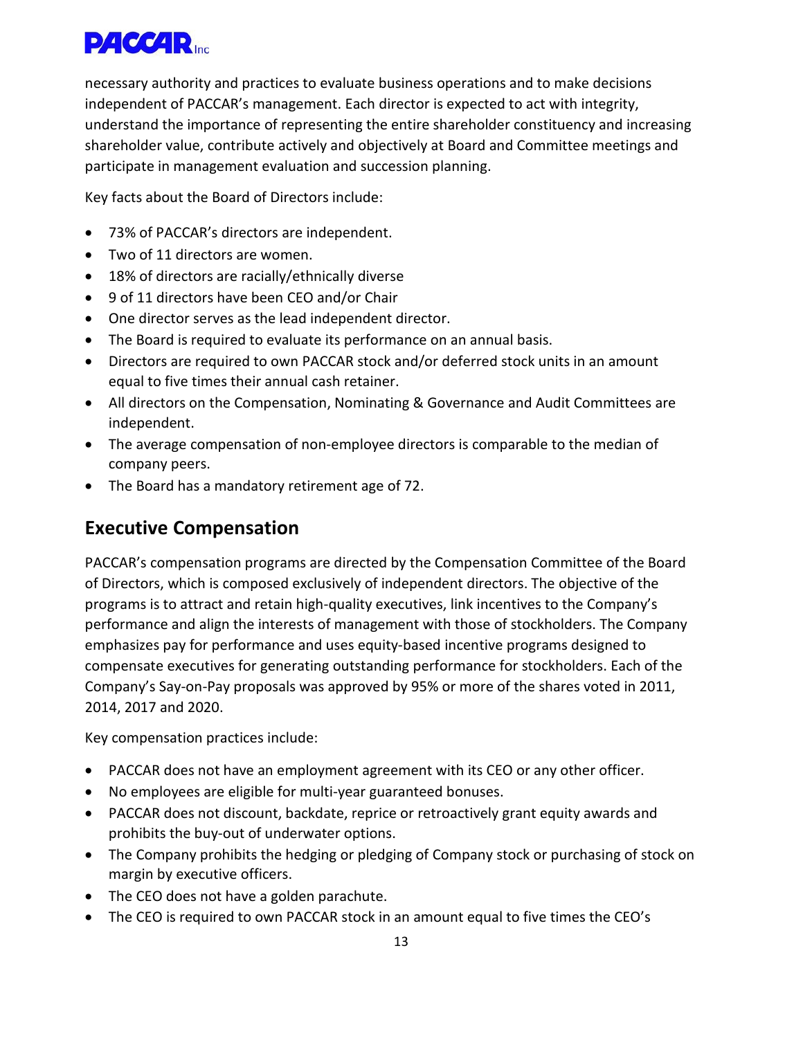necessary authority and practices to evaluate business operations and to make decisions independent of PACCAR's management. Each director is expected to act with integrity, understand the importance of representing the entire shareholder constituency and increasing shareholder value, contribute actively and objectively at Board and Committee meetings and participate in management evaluation and succession planning.

Key facts about the Board of Directors include:

- 73% of PACCAR's directors are independent.
- Two of 11 directors are women.
- 18% of directors are racially/ethnically diverse
- 9 of 11 directors have been CEO and/or Chair
- One director serves as the lead independent director.
- The Board is required to evaluate its performance on an annual basis.
- Directors are required to own PACCAR stock and/or deferred stock units in an amount equal to five times their annual cash retainer.
- All directors on the Compensation, Nominating & Governance and Audit Committees are independent.
- The average compensation of non-employee directors is comparable to the median of company peers.
- The Board has a mandatory retirement age of 72.

## Executive Compensation

PACCAR's compensation programs are directed by the Compensation Committee of the Board of Directors, which is composed exclusively of independent directors. The objective of the programs is to attract and retain high-quality executives, link incentives to the Company's performance and align the interests of management with those of stockholders. The Company emphasizes pay for performance and uses equity-based incentive programs designed to compensate executives for generating outstanding performance for stockholders. Each of the Company's Say-on-Pay proposals was approved by 95% or more of the shares voted in 2011, 2014, 2017 and 2020.

Key compensation practices include:

- PACCAR does not have an employment agreement with its CEO or any other officer.
- No employees are eligible for multi-year guaranteed bonuses.
- PACCAR does not discount, backdate, reprice or retroactively grant equity awards and prohibits the buy-out of underwater options.
- The Company prohibits the hedging or pledging of Company stock or purchasing of stock on margin by executive officers.
- The CEO does not have a golden parachute.
- The CEO is required to own PACCAR stock in an amount equal to five times the CEO's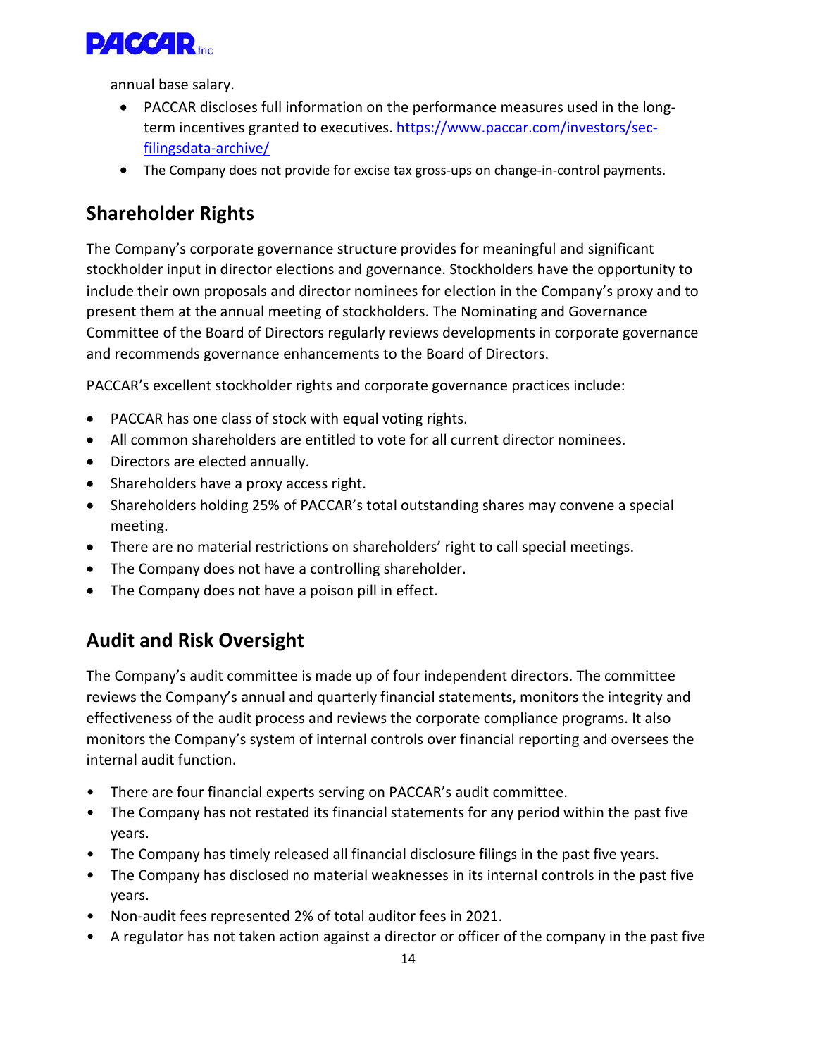annual base salary.

- PACCAR discloses full information on the performance measures used in the long-term incentives granted to executives. https://www.paccar.com/investors/sec-filingsdata-archive/
- The Company does not provide for excise tax gross-ups on change-in-control payments.

## Shareholder Rights

The Company's corporate governance structure provides for meaningful and significant stockholder input in director elections and governance. Stockholders have the opportunity to include their own proposals and director nominees for election in the Company's proxy and to present them at the annual meeting of stockholders. The Nominating and Governance Committee of the Board of Directors regularly reviews developments in corporate governance and recommends governance enhancements to the Board of Directors.

PACCAR's excellent stockholder rights and corporate governance practices include:

- PACCAR has one class of stock with equal voting rights.
- All common shareholders are entitled to vote for all current director nominees.
- Directors are elected annually.
- Shareholders have a proxy access right.
- Shareholders holding 25% of PACCAR's total outstanding shares may convene a special meeting.
- There are no material restrictions on shareholders' right to call special meetings.
- The Company does not have a controlling shareholder.
- The Company does not have a poison pill in effect.

## Audit and Risk Oversight

The Company's audit committee is made up of four independent directors. The committee reviews the Company's annual and quarterly financial statements, monitors the integrity and effectiveness of the audit process and reviews the corporate compliance programs. It also monitors the Company's system of internal controls over financial reporting and oversees the internal audit function.

- There are four financial experts serving on PACCAR's audit committee.
- The Company has not restated its financial statements for any period within the past five years.
- The Company has timely released all financial disclosure filings in the past five years.
- The Company has disclosed no material weaknesses in its internal controls in the past five years.
- Non-audit fees represented 2% of total auditor fees in 2021.
- A regulator has not taken action against a director or officer of the company in the past five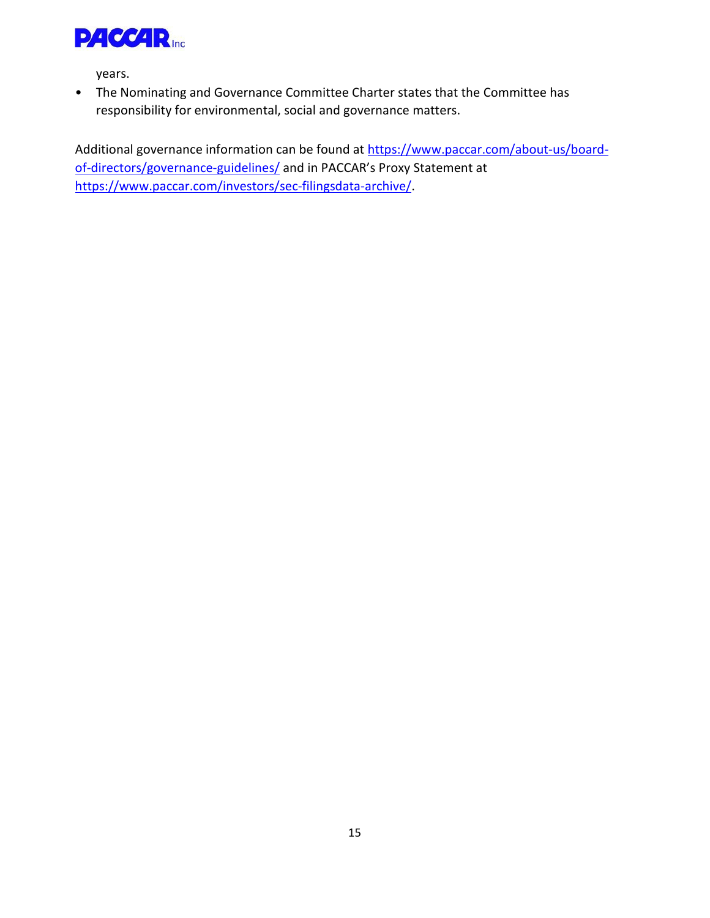years.

- The Nominating and Governance Committee Charter states that the Committee has responsibility for environmental, social and governance matters.

Additional governance information can be found at [https://www.paccar.com/about-us/board-of-directors/governance-guidelines/](https://www.paccar.com/about-us/board-of-directors/governance-guidelines/) and in PACCAR's Proxy Statement at [https://www.paccar.com/investors/sec-filingsdata-archive/](https://www.paccar.com/investors/sec-filingsdata-archive/).